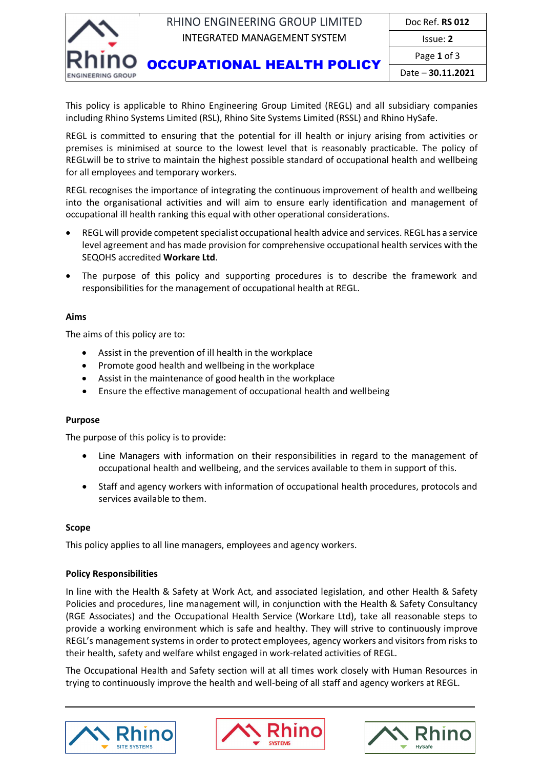This policy is applicable to Rhino Engineering Group Limited (REGL) and all subsidiary companies including Rhino Systems Limited (RSL), Rhino Site Systems Limited (RSSL) and Rhino HySafe.

REGL is committed to ensuring that the potential for ill health or injury arising from activities or premises is minimised at source to the lowest level that is reasonably practicable. The policy of REGLwill be to strive to maintain the highest possible standard of occupational health and wellbeing for all employees and temporary workers.

REGL recognises the importance of integrating the continuous improvement of health and wellbeing into the organisational activities and will aim to ensure early identification and management of occupational ill health ranking this equal with other operational considerations.

- REGL will provide competent specialist occupational health advice and services. REGL has a service level agreement and has made provision for comprehensive occupational health services with the SEQOHS accredited **Workare Ltd**.
- The purpose of this policy and supporting procedures is to describe the framework and responsibilities for the management of occupational health at REGL.

**Aims**

The aims of this policy are to:

- Assist in the prevention of ill health in the workplace
- Promote good health and wellbeing in the workplace
- Assist in the maintenance of good health in the workplace
- Ensure the effective management of occupational health and wellbeing

**Purpose**

The purpose of this policy is to provide:

- Line Managers with information on their responsibilities in regard to the management of occupational health and wellbeing, and the services available to them in support of this.
- Staff and agency workers with information of occupational health procedures, protocols and services available to them.

**Scope**

This policy applies to all line managers, employees and agency workers.

**Policy Responsibilities**

In line with the Health & Safety at Work Act, and associated legislation, and other Health & Safety Policies and procedures, line management will, in conjunction with the Health & Safety Consultancy (RGE Associates) and the Occupational Health Service (Workare Ltd), take all reasonable steps to provide a working environment which is safe and healthy. They will strive to continuously improve REGL's management systems in order to protect employees, agency workers and visitors from risks to their health, safety and welfare whilst engaged in work-related activities of REGL.

The Occupational Health and Safety section will at all times work closely with Human Resources in trying to continuously improve the health and well-being of all staff and agency workers at REGL.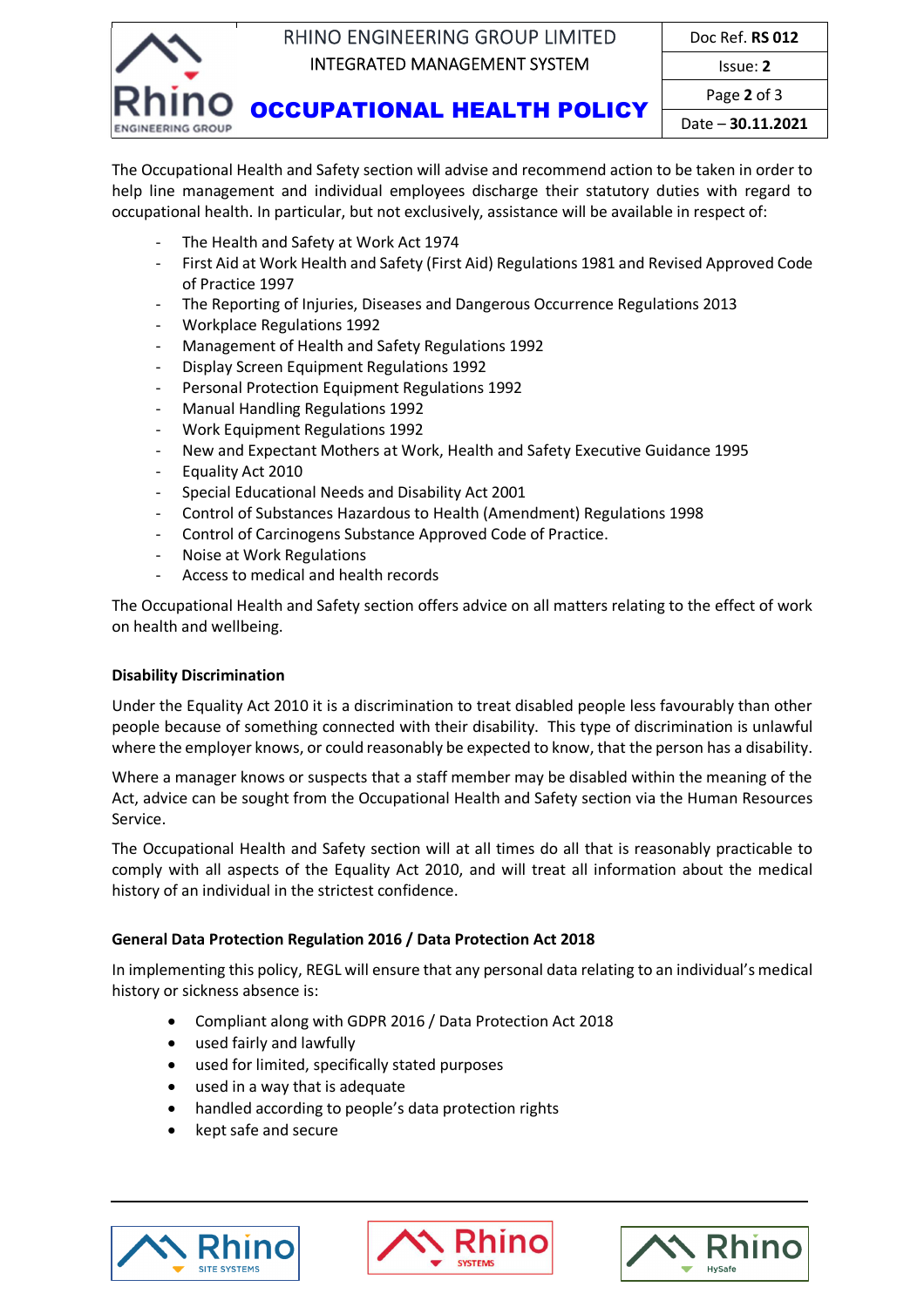The Occupational Health and Safety section will advise and recommend action to be taken in order to help line management and individual employees discharge their statutory duties with regard to occupational health. In particular, but not exclusively, assistance will be available in respect of:

- The Health and Safety at Work Act 1974
- First Aid at Work Health and Safety (First Aid) Regulations 1981 and Revised Approved Code of Practice 1997
- The Reporting of Injuries, Diseases and Dangerous Occurrence Regulations 2013
- Workplace Regulations 1992
- Management of Health and Safety Regulations 1992
- Display Screen Equipment Regulations 1992
- Personal Protection Equipment Regulations 1992
- Manual Handling Regulations 1992
- Work Equipment Regulations 1992
- New and Expectant Mothers at Work, Health and Safety Executive Guidance 1995
- Equality Act 2010
- Special Educational Needs and Disability Act 2001
- Control of Substances Hazardous to Health (Amendment) Regulations 1998
- Control of Carcinogens Substance Approved Code of Practice.
- Noise at Work Regulations
- Access to medical and health records

The Occupational Health and Safety section offers advice on all matters relating to the effect of work on health and wellbeing.

**Disability Discrimination**

Under the Equality Act 2010 it is a discrimination to treat disabled people less favourably than other people because of something connected with their disability. This type of discrimination is unlawful where the employer knows, or could reasonably be expected to know, that the person has a disability.

Where a manager knows or suspects that a staff member may be disabled within the meaning of the Act, advice can be sought from the Occupational Health and Safety section via the Human Resources Service.

The Occupational Health and Safety section will at all times do all that is reasonably practicable to comply with all aspects of the Equality Act 2010, and will treat all information about the medical history of an individual in the strictest confidence.

**General Data Protection Regulation 2016 / Data Protection Act 2018**

In implementing this policy, REGL will ensure that any personal data relating to an individual's medical history or sickness absence is:

- Compliant along with GDPR 2016 / Data Protection Act 2018
- used fairly and lawfully
- used for limited, specifically stated purposes
- used in a way that is adequate
- handled according to people's data protection rights
- kept safe and secure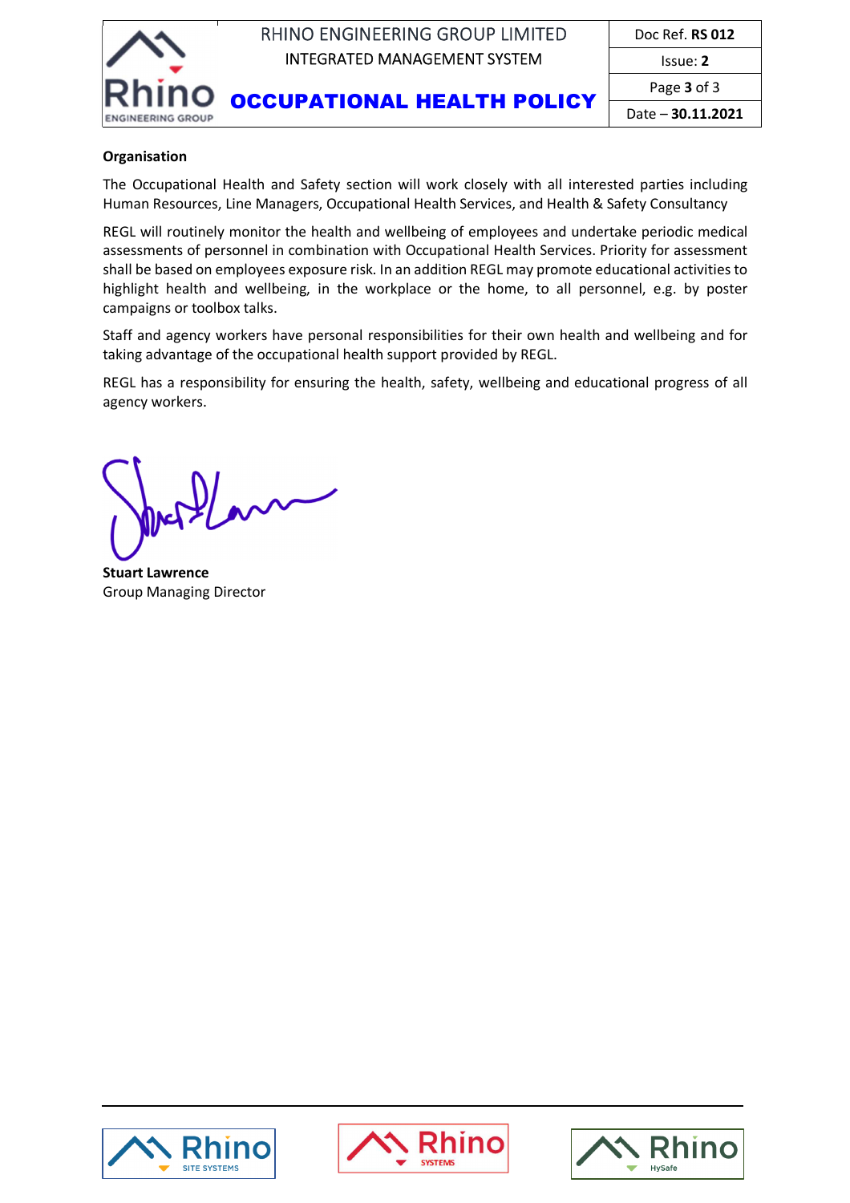**Organisation**

The Occupational Health and Safety section will work closely with all interested parties including Human Resources, Line Managers, Occupational Health Services, and Health & Safety Consultancy

REGL will routinely monitor the health and wellbeing of employees and undertake periodic medical assessments of personnel in combination with Occupational Health Services. Priority for assessment shall be based on employees exposure risk. In an addition REGL may promote educational activities to highlight health and wellbeing, in the workplace or the home, to all personnel, e.g. by poster campaigns or toolbox talks.

Staff and agency workers have personal responsibilities for their own health and wellbeing and for taking advantage of the occupational health support provided by REGL.

REGL has a responsibility for ensuring the health, safety, wellbeing and educational progress of all agency workers.

**Stuart Lawrence**
Group Managing Director